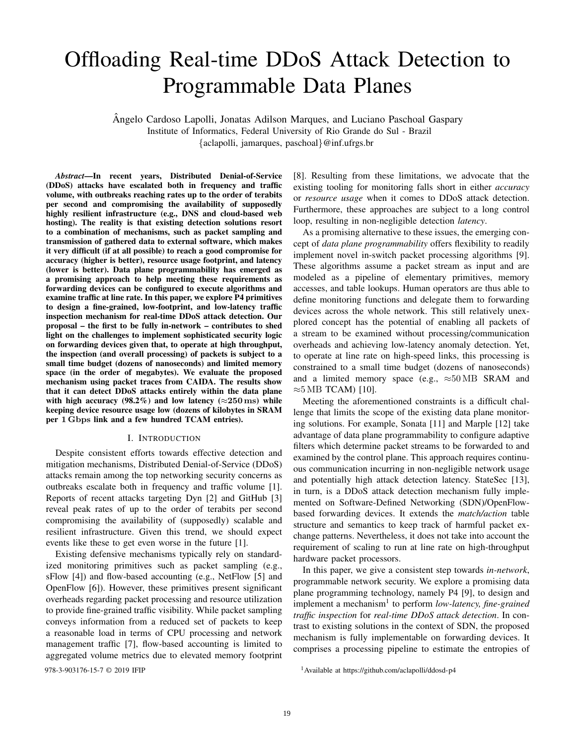# Offloading Real-time DDoS Attack Detection to Programmable Data Planes

Ângelo Cardoso Lapolli, Jonatas Adilson Marques, and Luciano Paschoal Gaspary
Institute of Informatics, Federal University of Rio Grande do Sul - Brazil
{aclapolli, jamarques, paschoal}@inf.ufrgs.br

***Abstract*—In recent years, Distributed Denial-of-Service (DDoS) attacks have escalated both in frequency and traffic volume, with outbreaks reaching rates up to the order of terabits per second and compromising the availability of supposedly highly resilient infrastructure (e.g., DNS and cloud-based web hosting). The reality is that existing detection solutions resort to a combination of mechanisms, such as packet sampling and transmission of gathered data to external software, which makes it very difficult (if at all possible) to reach a good compromise for accuracy (higher is better), resource usage footprint, and latency (lower is better). Data plane programmability has emerged as a promising approach to help meeting these requirements as forwarding devices can be configured to execute algorithms and examine traffic at line rate. In this paper, we explore P4 primitives to design a fine-grained, low-footprint, and low-latency traffic inspection mechanism for real-time DDoS attack detection. Our proposal – the first to be fully in-network – contributes to shed light on the challenges to implement sophisticated security logic on forwarding devices given that, to operate at high throughput, the inspection (and overall processing) of packets is subject to a small time budget (dozens of nanoseconds) and limited memory space (in the order of megabytes). We evaluate the proposed mechanism using packet traces from CAIDA. The results show that it can detect DDoS attacks entirely within the data plane with high accuracy (98.2%) and low latency ($\approx$250 ms) while keeping device resource usage low (dozens of kilobytes in SRAM per 1 Gbps link and a few hundred TCAM entries).**

## I. Introduction

Despite consistent efforts towards effective detection and mitigation mechanisms, Distributed Denial-of-Service (DDoS) attacks remain among the top networking security concerns as outbreaks escalate both in frequency and traffic volume [1]. Reports of recent attacks targeting Dyn [2] and GitHub [3] reveal peak rates of up to the order of terabits per second compromising the availability of (supposedly) scalable and resilient infrastructure. Given this trend, we should expect events like these to get even worse in the future [1].

Existing defensive mechanisms typically rely on standardized monitoring primitives such as packet sampling (e.g., sFlow [4]) and flow-based accounting (e.g., NetFlow [5] and OpenFlow [6]). However, these primitives present significant overheads regarding packet processing and resource utilization to provide fine-grained traffic visibility. While packet sampling conveys information from a reduced set of packets to keep a reasonable load in terms of CPU processing and network management traffic [7], flow-based accounting is limited to aggregated volume metrics due to elevated memory footprint [8]. Resulting from these limitations, we advocate that the existing tooling for monitoring falls short in either *accuracy* or *resource usage* when it comes to DDoS attack detection. Furthermore, these approaches are subject to a long control loop, resulting in non-negligible detection *latency*.

As a promising alternative to these issues, the emerging concept of *data plane programmability* offers flexibility to readily implement novel in-switch packet processing algorithms [9]. These algorithms assume a packet stream as input and are modeled as a pipeline of elementary primitives, memory accesses, and table lookups. Human operators are thus able to define monitoring functions and delegate them to forwarding devices across the whole network. This still relatively unexplored concept has the potential of enabling all packets of a stream to be examined without processing/communication overheads and achieving low-latency anomaly detection. Yet, to operate at line rate on high-speed links, this processing is constrained to a small time budget (dozens of nanoseconds) and a limited memory space (e.g., $\approx$50 MB SRAM and $\approx$5 MB TCAM) [10].

Meeting the aforementioned constraints is a difficult challenge that limits the scope of the existing data plane monitoring solutions. For example, Sonata [11] and Marple [12] take advantage of data plane programmability to configure adaptive filters which determine packet streams to be forwarded to and examined by the control plane. This approach requires continuous communication incurring in non-negligible network usage and potentially high attack detection latency. StateSec [13], in turn, is a DDoS attack detection mechanism fully implemented on Software-Defined Networking (SDN)/OpenFlow-based forwarding devices. It extends the *match/action* table structure and semantics to keep track of harmful packet exchange patterns. Nevertheless, it does not take into account the requirement of scaling to run at line rate on high-throughput hardware packet processors.

In this paper, we give a consistent step towards *in-network*, programmable network security. We explore a promising data plane programming technology, namely P4 [9], to design and implement a mechanism[1] to perform *low-latency, fine-grained traffic inspection* for *real-time DDoS attack detection*. In contrast to existing solutions in the context of SDN, the proposed mechanism is fully implementable on forwarding devices. It comprises a processing pipeline to estimate the entropies of

978-3-903176-15-7 © 2019 IFIP

[1] Available at https://github.com/aclapolli/ddosd-p4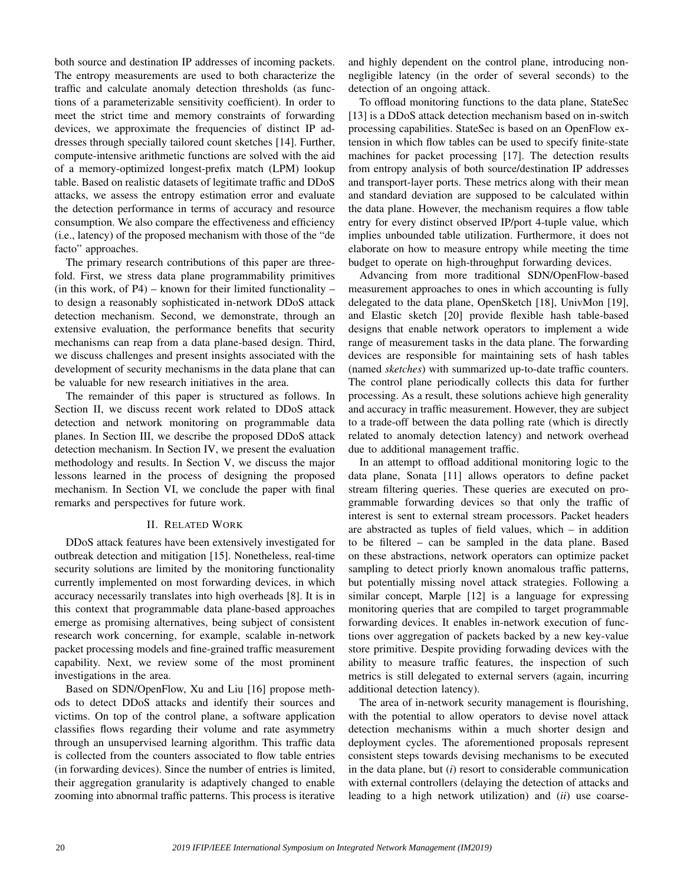both source and destination IP addresses of incoming packets. The entropy measurements are used to both characterize the traffic and calculate anomaly detection thresholds (as functions of a parameterizable sensitivity coefficient). In order to meet the strict time and memory constraints of forwarding devices, we approximate the frequencies of distinct IP addresses through specially tailored count sketches [14]. Further, compute-intensive arithmetic functions are solved with the aid of a memory-optimized longest-prefix match (LPM) lookup table. Based on realistic datasets of legitimate traffic and DDoS attacks, we assess the entropy estimation error and evaluate the detection performance in terms of accuracy and resource consumption. We also compare the effectiveness and efficiency (i.e., latency) of the proposed mechanism with those of the "de facto" approaches.

The primary research contributions of this paper are threefold. First, we stress data plane programmability primitives (in this work, of P4) – known for their limited functionality – to design a reasonably sophisticated in-network DDoS attack detection mechanism. Second, we demonstrate, through an extensive evaluation, the performance benefits that security mechanisms can reap from a data plane-based design. Third, we discuss challenges and present insights associated with the development of security mechanisms in the data plane that can be valuable for new research initiatives in the area.

The remainder of this paper is structured as follows. In Section II, we discuss recent work related to DDoS attack detection and network monitoring on programmable data planes. In Section III, we describe the proposed DDoS attack detection mechanism. In Section IV, we present the evaluation methodology and results. In Section V, we discuss the major lessons learned in the process of designing the proposed mechanism. In Section VI, we conclude the paper with final remarks and perspectives for future work.

## II. Related Work

DDoS attack features have been extensively investigated for outbreak detection and mitigation [15]. Nonetheless, real-time security solutions are limited by the monitoring functionality currently implemented on most forwarding devices, in which accuracy necessarily translates into high overheads [8]. It is in this context that programmable data plane-based approaches emerge as promising alternatives, being subject of consistent research work concerning, for example, scalable in-network packet processing models and fine-grained traffic measurement capability. Next, we review some of the most prominent investigations in the area.

Based on SDN/OpenFlow, Xu and Liu [16] propose methods to detect DDoS attacks and identify their sources and victims. On top of the control plane, a software application classifies flows regarding their volume and rate asymmetry through an unsupervised learning algorithm. This traffic data is collected from the counters associated to flow table entries (in forwarding devices). Since the number of entries is limited, their aggregation granularity is adaptively changed to enable zooming into abnormal traffic patterns. This process is iterative and highly dependent on the control plane, introducing non-negligible latency (in the order of several seconds) to the detection of an ongoing attack.

To offload monitoring functions to the data plane, StateSec [13] is a DDoS attack detection mechanism based on in-switch processing capabilities. StateSec is based on an OpenFlow extension in which flow tables can be used to specify finite-state machines for packet processing [17]. The detection results from entropy analysis of both source/destination IP addresses and transport-layer ports. These metrics along with their mean and standard deviation are supposed to be calculated within the data plane. However, the mechanism requires a flow table entry for every distinct observed IP/port 4-tuple value, which implies unbounded table utilization. Furthermore, it does not elaborate on how to measure entropy while meeting the time budget to operate on high-throughput forwarding devices.

Advancing from more traditional SDN/OpenFlow-based measurement approaches to ones in which accounting is fully delegated to the data plane, OpenSketch [18], UnivMon [19], and Elastic sketch [20] provide flexible hash table-based designs that enable network operators to implement a wide range of measurement tasks in the data plane. The forwarding devices are responsible for maintaining sets of hash tables (named *sketches*) with summarized up-to-date traffic counters. The control plane periodically collects this data for further processing. As a result, these solutions achieve high generality and accuracy in traffic measurement. However, they are subject to a trade-off between the data polling rate (which is directly related to anomaly detection latency) and network overhead due to additional management traffic.

In an attempt to offload additional monitoring logic to the data plane, Sonata [11] allows operators to define packet stream filtering queries. These queries are executed on programmable forwarding devices so that only the traffic of interest is sent to external stream processors. Packet headers are abstracted as tuples of field values, which – in addition to be filtered – can be sampled in the data plane. Based on these abstractions, network operators can optimize packet sampling to detect priorly known anomalous traffic patterns, but potentially missing novel attack strategies. Following a similar concept, Marple [12] is a language for expressing monitoring queries that are compiled to target programmable forwarding devices. It enables in-network execution of functions over aggregation of packets backed by a new key-value store primitive. Despite providing forwading devices with the ability to measure traffic features, the inspection of such metrics is still delegated to external servers (again, incurring additional detection latency).

The area of in-network security management is flourishing, with the potential to allow operators to devise novel attack detection mechanisms within a much shorter design and deployment cycles. The aforementioned proposals represent consistent steps towards devising mechanisms to be executed in the data plane, but (*i*) resort to considerable communication with external controllers (delaying the detection of attacks and leading to a high network utilization) and (*ii*) use coarse-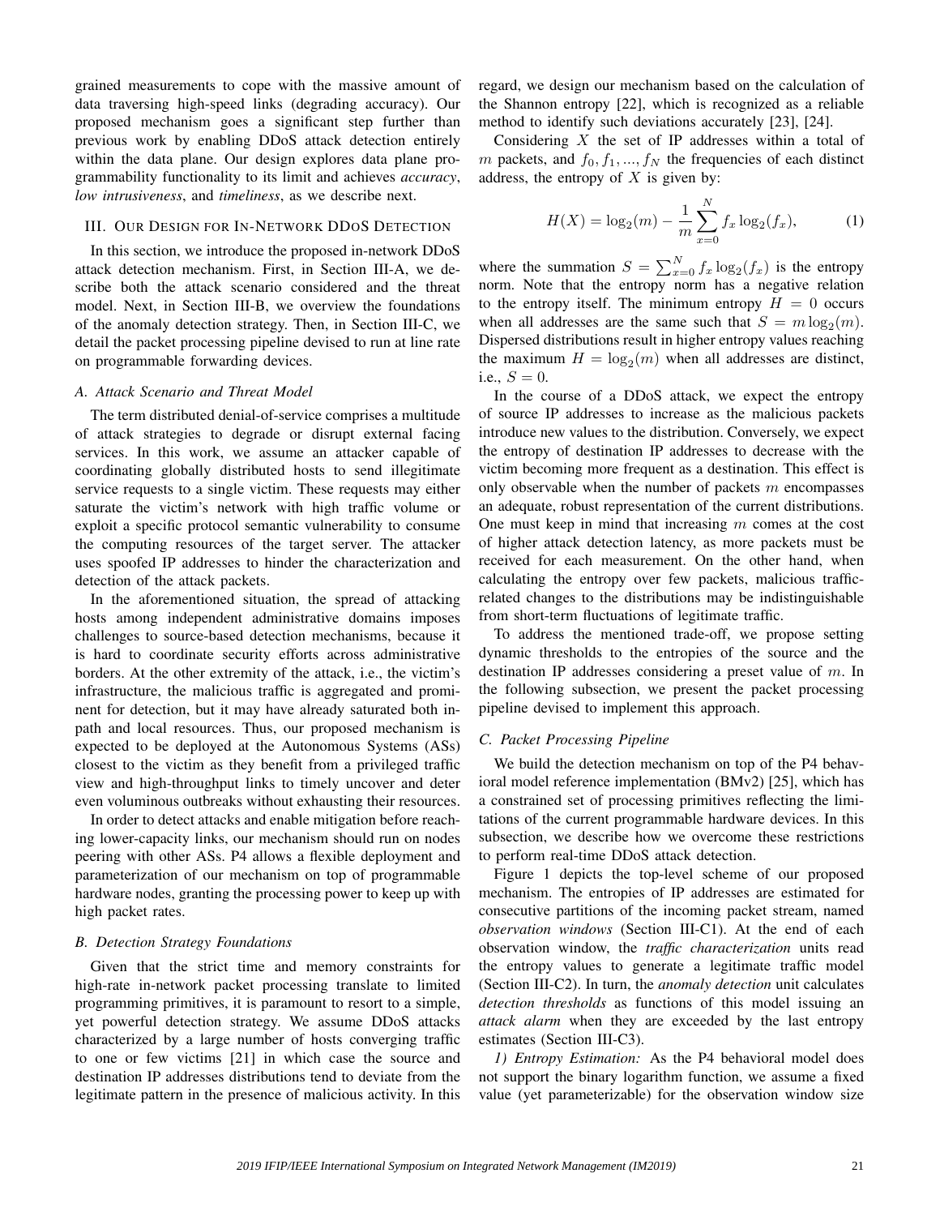grained measurements to cope with the massive amount of data traversing high-speed links (degrading accuracy). Our proposed mechanism goes a significant step further than previous work by enabling DDoS attack detection entirely within the data plane. Our design explores data plane programmability functionality to its limit and achieves *accuracy*, *low intrusiveness*, and *timeliness*, as we describe next.

## III. Our Design for In-Network DDoS Detection

In this section, we introduce the proposed in-network DDoS attack detection mechanism. First, in Section III-A, we describe both the attack scenario considered and the threat model. Next, in Section III-B, we overview the foundations of the anomaly detection strategy. Then, in Section III-C, we detail the packet processing pipeline devised to run at line rate on programmable forwarding devices.

### A. Attack Scenario and Threat Model

The term distributed denial-of-service comprises a multitude of attack strategies to degrade or disrupt external facing services. In this work, we assume an attacker capable of coordinating globally distributed hosts to send illegitimate service requests to a single victim. These requests may either saturate the victim's network with high traffic volume or exploit a specific protocol semantic vulnerability to consume the computing resources of the target server. The attacker uses spoofed IP addresses to hinder the characterization and detection of the attack packets.

In the aforementioned situation, the spread of attacking hosts among independent administrative domains imposes challenges to source-based detection mechanisms, because it is hard to coordinate security efforts across administrative borders. At the other extremity of the attack, i.e., the victim's infrastructure, the malicious traffic is aggregated and prominent for detection, but it may have already saturated both in-path and local resources. Thus, our proposed mechanism is expected to be deployed at the Autonomous Systems (ASs) closest to the victim as they benefit from a privileged traffic view and high-throughput links to timely uncover and deter even voluminous outbreaks without exhausting their resources.

In order to detect attacks and enable mitigation before reaching lower-capacity links, our mechanism should run on nodes peering with other ASs. P4 allows a flexible deployment and parameterization of our mechanism on top of programmable hardware nodes, granting the processing power to keep up with high packet rates.

### B. Detection Strategy Foundations

Given that the strict time and memory constraints for high-rate in-network packet processing translate to limited programming primitives, it is paramount to resort to a simple, yet powerful detection strategy. We assume DDoS attacks characterized by a large number of hosts converging traffic to one or few victims [21] in which case the source and destination IP addresses distributions tend to deviate from the legitimate pattern in the presence of malicious activity. In this regard, we design our mechanism based on the calculation of the Shannon entropy [22], which is recognized as a reliable method to identify such deviations accurately [23], [24].

Considering $X$ the set of IP addresses within a total of $m$ packets, and $f_0, f_1, ..., f_N$ the frequencies of each distinct address, the entropy of $X$ is given by:

$$H(X) = \log_2(m) - \frac{1}{m} \sum_{x=0}^{N} f_x \log_2(f_x), \tag{1}$$

where the summation $S = \sum_{x=0}^{N} f_x \log_2(f_x)$ is the entropy norm. Note that the entropy norm has a negative relation to the entropy itself. The minimum entropy $H = 0$ occurs when all addresses are the same such that $S = m \log_2(m)$. Dispersed distributions result in higher entropy values reaching the maximum $H = \log_2(m)$ when all addresses are distinct, i.e., $S = 0$.

In the course of a DDoS attack, we expect the entropy of source IP addresses to increase as the malicious packets introduce new values to the distribution. Conversely, we expect the entropy of destination IP addresses to decrease with the victim becoming more frequent as a destination. This effect is only observable when the number of packets $m$ encompasses an adequate, robust representation of the current distributions. One must keep in mind that increasing $m$ comes at the cost of higher attack detection latency, as more packets must be received for each measurement. On the other hand, when calculating the entropy over few packets, malicious traffic-related changes to the distributions may be indistinguishable from short-term fluctuations of legitimate traffic.

To address the mentioned trade-off, we propose setting dynamic thresholds to the entropies of the source and the destination IP addresses considering a preset value of $m$. In the following subsection, we present the packet processing pipeline devised to implement this approach.

### C. Packet Processing Pipeline

We build the detection mechanism on top of the P4 behavioral model reference implementation (BMv2) [25], which has a constrained set of processing primitives reflecting the limitations of the current programmable hardware devices. In this subsection, we describe how we overcome these restrictions to perform real-time DDoS attack detection.

Figure 1 depicts the top-level scheme of our proposed mechanism. The entropies of IP addresses are estimated for consecutive partitions of the incoming packet stream, named *observation windows* (Section III-C1). At the end of each observation window, the *traffic characterization* units read the entropy values to generate a legitimate traffic model (Section III-C2). In turn, the *anomaly detection* unit calculates *detection thresholds* as functions of this model issuing an *attack alarm* when they are exceeded by the last entropy estimates (Section III-C3).

*1) Entropy Estimation:* As the P4 behavioral model does not support the binary logarithm function, we assume a fixed value (yet parameterizable) for the observation window size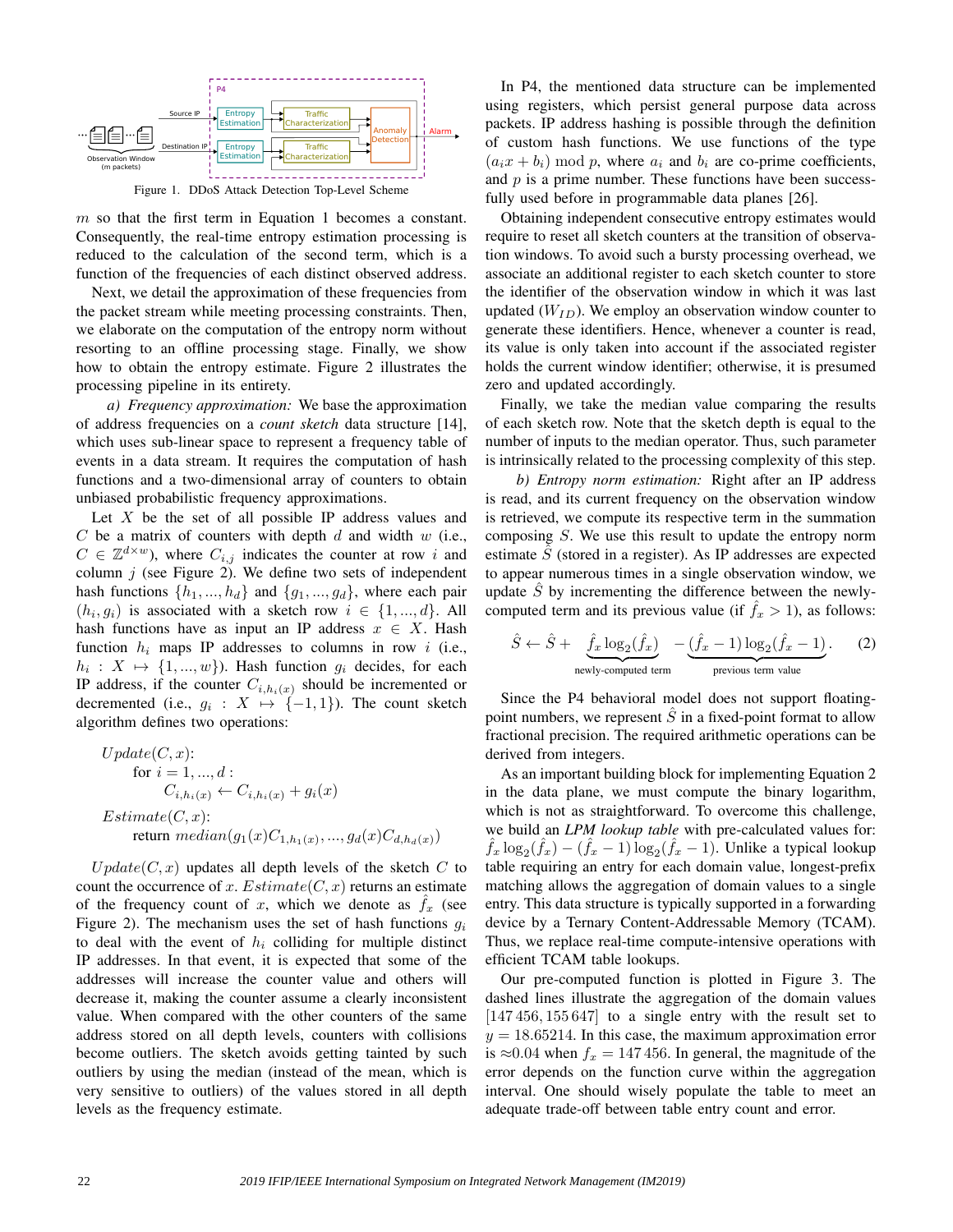Figure 1. DDoS Attack Detection Top-Level Scheme

$m$ so that the first term in Equation 1 becomes a constant. Consequently, the real-time entropy estimation processing is reduced to the calculation of the second term, which is a function of the frequencies of each distinct observed address.

Next, we detail the approximation of these frequencies from the packet stream while meeting processing constraints. Then, we elaborate on the computation of the entropy norm without resorting to an offline processing stage. Finally, we show how to obtain the entropy estimate. Figure 2 illustrates the processing pipeline in its entirety.

*a) Frequency approximation:* We base the approximation of address frequencies on a *count sketch* data structure [14], which uses sub-linear space to represent a frequency table of events in a data stream. It requires the computation of hash functions and a two-dimensional array of counters to obtain unbiased probabilistic frequency approximations.

Let $X$ be the set of all possible IP address values and $C$ be a matrix of counters with depth $d$ and width $w$ (i.e., $C \in \mathbb{Z}^{d \times w}$), where $C_{i,j}$ indicates the counter at row $i$ and column $j$ (see Figure 2). We define two sets of independent hash functions $\{h_1, ..., h_d\}$ and $\{g_1, ..., g_d\}$, where each pair $(h_i, g_i)$ is associated with a sketch row $i \in \{1, ..., d\}$. All hash functions have as input an IP address $x \in X$. Hash function $h_i$ maps IP addresses to columns in row $i$ (i.e., $h_i : X \mapsto \{1, ..., w\}$). Hash function $g_i$ decides, for each IP address, if the counter $C_{i,h_i(x)}$ should be incremented or decremented (i.e., $g_i : X \mapsto \{-1, 1\}$). The count sketch algorithm defines two operations:

$$
\begin{aligned}
&Update(C, x): \\
&\quad \text{for } i = 1, ..., d: \\
&\quad\quad C_{i,h_i(x)} \leftarrow C_{i,h_i(x)} + g_i(x) \\
&Estimate(C, x): \\
&\quad \text{return } median(g_1(x)C_{1,h_1(x)}, ..., g_d(x)C_{d,h_d(x)})
\end{aligned}
$$

$Update(C, x)$ updates all depth levels of the sketch $C$ to count the occurrence of $x$. $Estimate(C, x)$ returns an estimate of the frequency count of $x$, which we denote as $\hat{f}_x$ (see Figure 2). The mechanism uses the set of hash functions $g_i$ to deal with the event of $h_i$ colliding for multiple distinct IP addresses. In that event, it is expected that some of the addresses will increase the counter value and others will decrease it, making the counter assume a clearly inconsistent value. When compared with the other counters of the same address stored on all depth levels, counters with collisions become outliers. The sketch avoids getting tainted by such outliers by using the median (instead of the mean, which is very sensitive to outliers) of the values stored in all depth levels as the frequency estimate.

In P4, the mentioned data structure can be implemented using registers, which persist general purpose data across packets. IP address hashing is possible through the definition of custom hash functions. We use functions of the type $(a_i x + b_i) \bmod p$, where $a_i$ and $b_i$ are co-prime coefficients, and $p$ is a prime number. These functions have been successfully used before in programmable data planes [26].

Obtaining independent consecutive entropy estimates would require to reset all sketch counters at the transition of observation windows. To avoid such a bursty processing overhead, we associate an additional register to each sketch counter to store the identifier of the observation window in which it was last updated ($W_{ID}$). We employ an observation window counter to generate these identifiers. Hence, whenever a counter is read, its value is only taken into account if the associated register holds the current window identifier; otherwise, it is presumed zero and updated accordingly.

Finally, we take the median value comparing the results of each sketch row. Note that the sketch depth is equal to the number of inputs to the median operator. Thus, such parameter is intrinsically related to the processing complexity of this step.

*b) Entropy norm estimation:* Right after an IP address is read, and its current frequency on the observation window is retrieved, we compute its respective term in the summation composing $S$. We use this result to update the entropy norm estimate $\hat{S}$ (stored in a register). As IP addresses are expected to appear numerous times in a single observation window, we update $\hat{S}$ by incrementing the difference between the newly-computed term and its previous value (if $\hat{f}_x > 1$), as follows:

$$
\hat{S} \leftarrow \hat{S} + \underbrace{\hat{f}_x \log_2(\hat{f}_x)}_{\text{newly-computed term}} - \underbrace{(\hat{f}_x - 1)\log_2(\hat{f}_x - 1)}_{\text{previous term value}}. \quad (2)
$$

Since the P4 behavioral model does not support floating-point numbers, we represent $\hat{S}$ in a fixed-point format to allow fractional precision. The required arithmetic operations can be derived from integers.

As an important building block for implementing Equation 2 in the data plane, we must compute the binary logarithm, which is not straightforward. To overcome this challenge, we build an *LPM lookup table* with pre-calculated values for: $\hat{f}_x \log_2(\hat{f}_x) - (\hat{f}_x - 1)\log_2(\hat{f}_x - 1)$. Unlike a typical lookup table requiring an entry for each domain value, longest-prefix matching allows the aggregation of domain values to a single entry. This data structure is typically supported in a forwarding device by a Ternary Content-Addressable Memory (TCAM). Thus, we replace real-time compute-intensive operations with efficient TCAM table lookups.

Our pre-computed function is plotted in Figure 3. The dashed lines illustrate the aggregation of the domain values $[147\,456, 155\,647]$ to a single entry with the result set to $y = 18.65214$. In this case, the maximum approximation error is $\approx$0.04 when $f_x = 147\,456$. In general, the magnitude of the error depends on the function curve within the aggregation interval. One should wisely populate the table to meet an adequate trade-off between table entry count and error.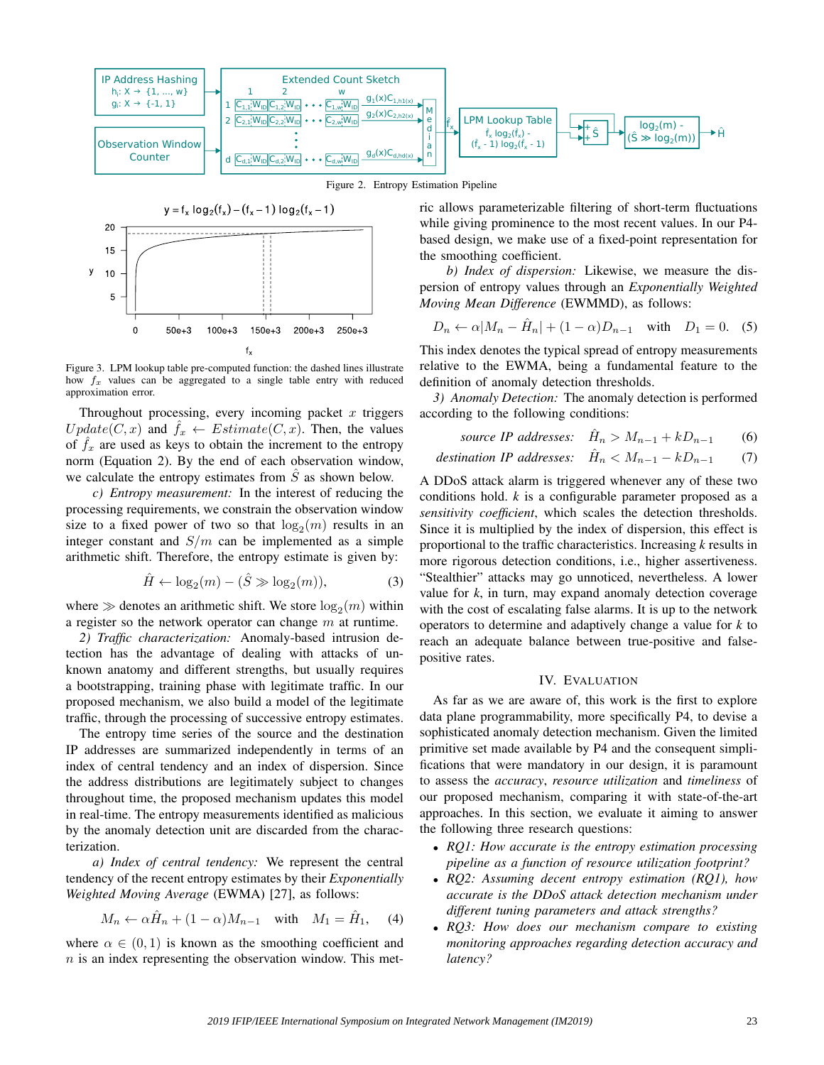Figure 2. Entropy Estimation Pipeline

Figure 3. LPM lookup table pre-computed function: the dashed lines illustrate how $f_x$ values can be aggregated to a single table entry with reduced approximation error.

Throughout processing, every incoming packet $x$ triggers $Update(C, x)$ and $\hat{f}_x \leftarrow Estimate(C, x)$. Then, the values of $\hat{f}_x$ are used as keys to obtain the increment to the entropy norm (Equation 2). By the end of each observation window, we calculate the entropy estimates from $\hat{S}$ as shown below.

*c) Entropy measurement:* In the interest of reducing the processing requirements, we constrain the observation window size to a fixed power of two so that $\log_2(m)$ results in an integer constant and $S/m$ can be implemented as a simple arithmetic shift. Therefore, the entropy estimate is given by:

$$\hat{H} \leftarrow \log_2(m) - (\hat{S} \gg \log_2(m)), \tag{3}$$

where $\gg$ denotes an arithmetic shift. We store $\log_2(m)$ within a register so the network operator can change $m$ at runtime.

*2) Traffic characterization:* Anomaly-based intrusion detection has the advantage of dealing with attacks of unknown anatomy and different strengths, but usually requires a bootstrapping, training phase with legitimate traffic. In our proposed mechanism, we also build a model of the legitimate traffic, through the processing of successive entropy estimates.

The entropy time series of the source and the destination IP addresses are summarized independently in terms of an index of central tendency and an index of dispersion. Since the address distributions are legitimately subject to changes throughout time, the proposed mechanism updates this model in real-time. The entropy measurements identified as malicious by the anomaly detection unit are discarded from the characterization.

*a) Index of central tendency:* We represent the central tendency of the recent entropy estimates by their *Exponentially Weighted Moving Average* (EWMA) [27], as follows:

$$M_n \leftarrow \alpha \hat{H}_n + (1 - \alpha) M_{n-1} \quad \text{with} \quad M_1 = \hat{H}_1, \tag{4}$$

where $\alpha \in (0, 1)$ is known as the smoothing coefficient and $n$ is an index representing the observation window. This metric allows parameterizable filtering of short-term fluctuations while giving prominence to the most recent values. In our P4-based design, we make use of a fixed-point representation for the smoothing coefficient.

*b) Index of dispersion:* Likewise, we measure the dispersion of entropy values through an *Exponentially Weighted Moving Mean Difference* (EWMMD), as follows:

$$D_n \leftarrow \alpha |M_n - \hat{H}_n| + (1 - \alpha) D_{n-1} \quad \text{with} \quad D_1 = 0. \tag{5}$$

This index denotes the typical spread of entropy measurements relative to the EWMA, being a fundamental feature to the definition of anomaly detection thresholds.

*3) Anomaly Detection:* The anomaly detection is performed according to the following conditions:

$$\textit{source IP addresses:} \quad \hat{H}_n > M_{n-1} + k D_{n-1} \tag{6}$$

$$\textit{destination IP addresses:} \quad \hat{H}_n < M_{n-1} - k D_{n-1} \tag{7}$$

A DDoS attack alarm is triggered whenever any of these two conditions hold. $k$ is a configurable parameter proposed as a *sensitivity coefficient*, which scales the detection thresholds. Since it is multiplied by the index of dispersion, this effect is proportional to the traffic characteristics. Increasing $k$ results in more rigorous detection conditions, i.e., higher assertiveness. "Stealthier" attacks may go unnoticed, nevertheless. A lower value for $k$, in turn, may expand anomaly detection coverage with the cost of escalating false alarms. It is up to the network operators to determine and adaptively change a value for $k$ to reach an adequate balance between true-positive and false-positive rates.

## IV. Evaluation

As far as we are aware of, this work is the first to explore data plane programmability, more specifically P4, to devise a sophisticated anomaly detection mechanism. Given the limited primitive set made available by P4 and the consequent simplifications that were mandatory in our design, it is paramount to assess the *accuracy*, *resource utilization* and *timeliness* of our proposed mechanism, comparing it with state-of-the-art approaches. In this section, we evaluate it aiming to answer the following three research questions:

- *RQ1: How accurate is the entropy estimation processing pipeline as a function of resource utilization footprint?*
- *RQ2: Assuming decent entropy estimation (RQ1), how accurate is the DDoS attack detection mechanism under different tuning parameters and attack strengths?*
- *RQ3: How does our mechanism compare to existing monitoring approaches regarding detection accuracy and latency?*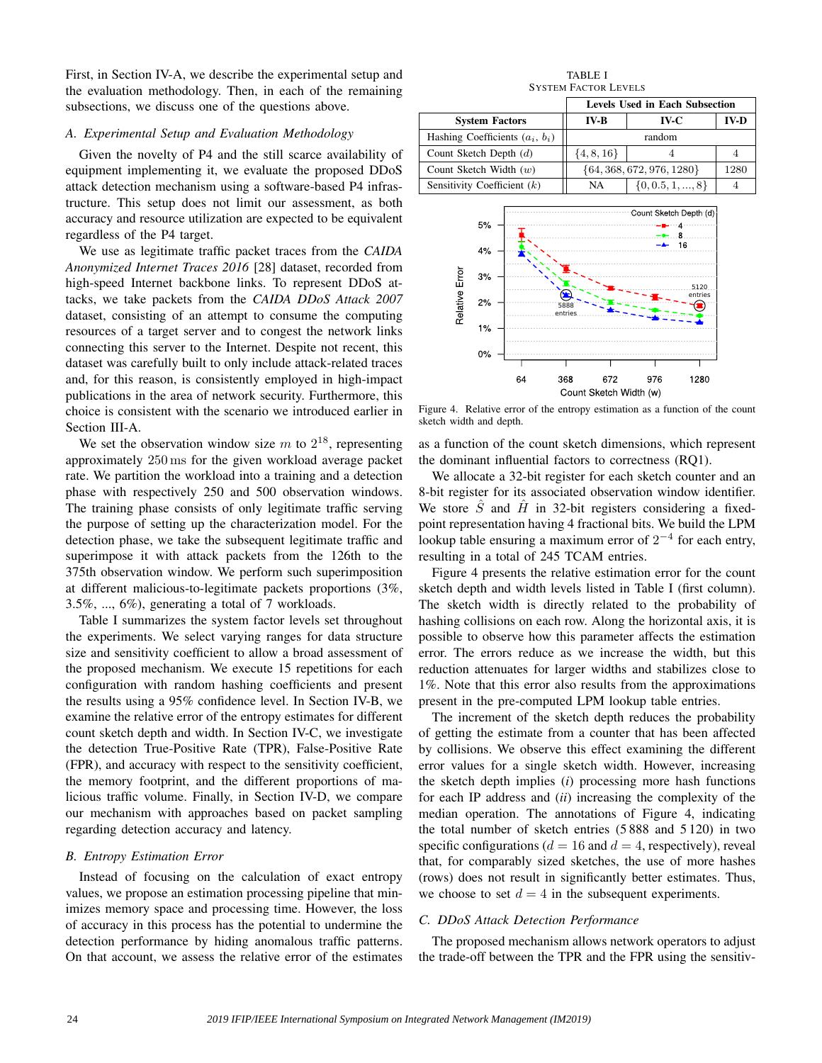First, in Section IV-A, we describe the experimental setup and the evaluation methodology. Then, in each of the remaining subsections, we discuss one of the questions above.

### A. Experimental Setup and Evaluation Methodology

Given the novelty of P4 and the still scarce availability of equipment implementing it, we evaluate the proposed DDoS attack detection mechanism using a software-based P4 infrastructure. This setup does not limit our assessment, as both accuracy and resource utilization are expected to be equivalent regardless of the P4 target.

We use as legitimate traffic packet traces from the *CAIDA Anonymized Internet Traces 2016* [28] dataset, recorded from high-speed Internet backbone links. To represent DDoS attacks, we take packets from the *CAIDA DDoS Attack 2007* dataset, consisting of an attempt to consume the computing resources of a target server and to congest the network links connecting this server to the Internet. Despite not recent, this dataset was carefully built to only include attack-related traces and, for this reason, is consistently employed in high-impact publications in the area of network security. Furthermore, this choice is consistent with the scenario we introduced earlier in Section III-A.

We set the observation window size $m$ to $2^{18}$, representing approximately $250\,\text{ms}$ for the given workload average packet rate. We partition the workload into a training and a detection phase with respectively 250 and 500 observation windows. The training phase consists of only legitimate traffic serving the purpose of setting up the characterization model. For the detection phase, we take the subsequent legitimate traffic and superimpose it with attack packets from the 126th to the 375th observation window. We perform such superimposition at different malicious-to-legitimate packets proportions (3%, 3.5%, ..., 6%), generating a total of 7 workloads.

Table I summarizes the system factor levels set throughout the experiments. We select varying ranges for data structure size and sensitivity coefficient to allow a broad assessment of the proposed mechanism. We execute 15 repetitions for each configuration with random hashing coefficients and present the results using a 95% confidence level. In Section IV-B, we examine the relative error of the entropy estimates for different count sketch depth and width. In Section IV-C, we investigate the detection True-Positive Rate (TPR), False-Positive Rate (FPR), and accuracy with respect to the sensitivity coefficient, the memory footprint, and the different proportions of malicious traffic volume. Finally, in Section IV-D, we compare our mechanism with approaches based on packet sampling regarding detection accuracy and latency.

### B. Entropy Estimation Error

Instead of focusing on the calculation of exact entropy values, we propose an estimation processing pipeline that minimizes memory space and processing time. However, the loss of accuracy in this process has the potential to undermine the detection performance by hiding anomalous traffic patterns. On that account, we assess the relative error of the estimates as a function of the count sketch dimensions, which represent the dominant influential factors to correctness (RQ1).

TABLE I
SYSTEM FACTOR LEVELS

| System Factors | Levels Used in Each Subsection | | |
|---|---|---|---|
| | IV-B | IV-C | IV-D |
| Hashing Coefficients ($a_i$, $b_i$) | random | | |
| Count Sketch Depth ($d$) | $\{4, 8, 16\}$ | 4 | 4 |
| Count Sketch Width ($w$) | $\{64, 368, 672, 976, 1280\}$ | | 1280 |
| Sensitivity Coefficient ($k$) | NA | $\{0, 0.5, 1, ..., 8\}$ | 4 |

Figure 4. Relative error of the entropy estimation as a function of the count sketch width and depth.

We allocate a 32-bit register for each sketch counter and an 8-bit register for its associated observation window identifier. We store $\hat{S}$ and $\hat{H}$ in 32-bit registers considering a fixed-point representation having 4 fractional bits. We build the LPM lookup table ensuring a maximum error of $2^{-4}$ for each entry, resulting in a total of 245 TCAM entries.

Figure 4 presents the relative estimation error for the count sketch depth and width levels listed in Table I (first column). The sketch width is directly related to the probability of hashing collisions on each row. Along the horizontal axis, it is possible to observe how this parameter affects the estimation error. The errors reduce as we increase the width, but this reduction attenuates for larger widths and stabilizes close to 1%. Note that this error also results from the approximations present in the pre-computed LPM lookup table entries.

The increment of the sketch depth reduces the probability of getting the estimate from a counter that has been affected by collisions. We observe this effect examining the different error values for a single sketch width. However, increasing the sketch depth implies (*i*) processing more hash functions for each IP address and (*ii*) increasing the complexity of the median operation. The annotations of Figure 4, indicating the total number of sketch entries (5 888 and 5 120) in two specific configurations ($d = 16$ and $d = 4$, respectively), reveal that, for comparably sized sketches, the use of more hashes does not result in significantly better estimates. Thus, we choose to set $d = 4$ in the subsequent experiments.

### C. DDoS Attack Detection Performance

The proposed mechanism allows network operators to adjust the trade-off between the TPR and the FPR using the sensitiv-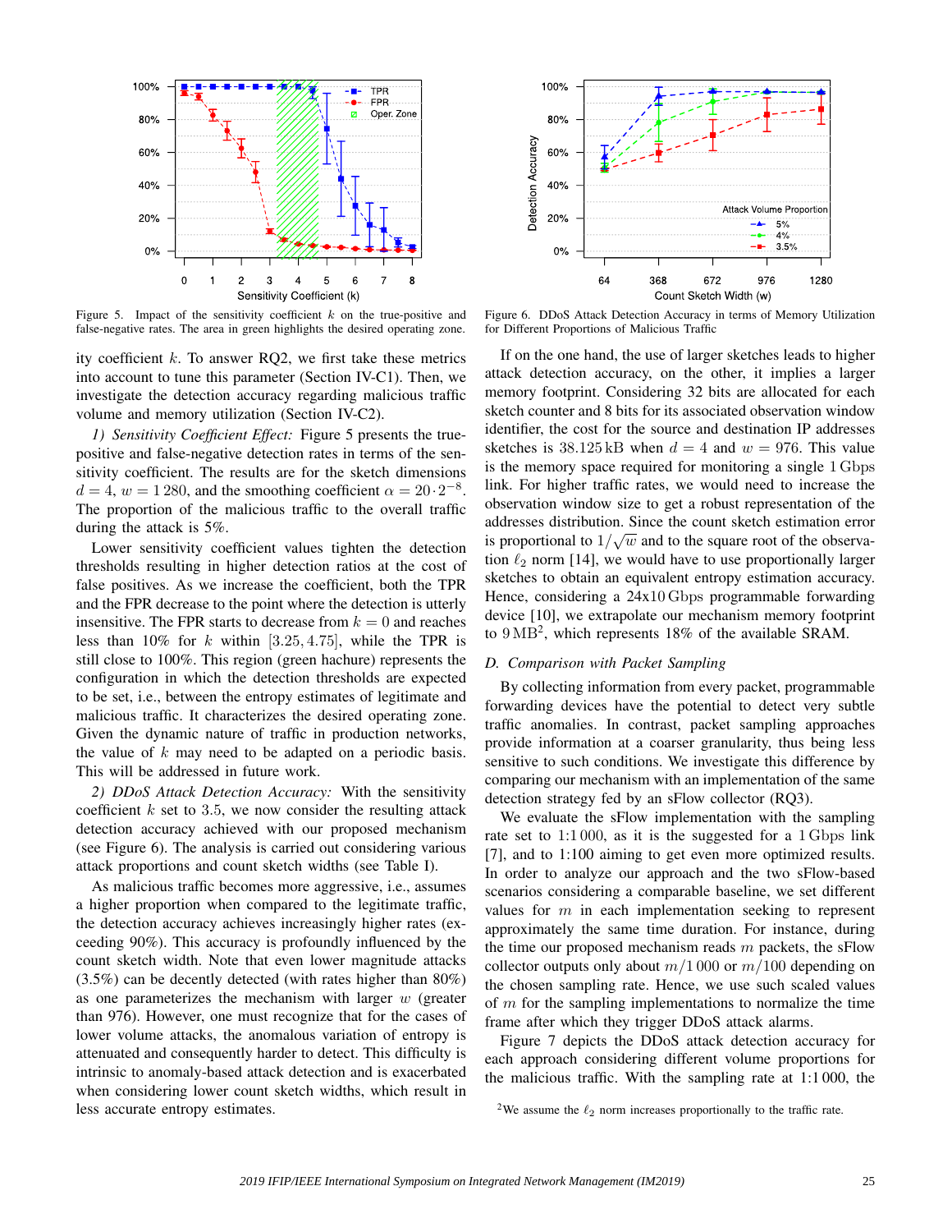Figure 5. Impact of the sensitivity coefficient $k$ on the true-positive and false-negative rates. The area in green highlights the desired operating zone.

Figure 6. DDoS Attack Detection Accuracy in terms of Memory Utilization for Different Proportions of Malicious Traffic

ity coefficient $k$. To answer RQ2, we first take these metrics into account to tune this parameter (Section IV-C1). Then, we investigate the detection accuracy regarding malicious traffic volume and memory utilization (Section IV-C2).

*1) Sensitivity Coefficient Effect:* Figure 5 presents the true-positive and false-negative detection rates in terms of the sensitivity coefficient. The results are for the sketch dimensions $d = 4$, $w = 1\,280$, and the smoothing coefficient $\alpha = 20 \cdot 2^{-8}$. The proportion of the malicious traffic to the overall traffic during the attack is 5%.

Lower sensitivity coefficient values tighten the detection thresholds resulting in higher detection ratios at the cost of false positives. As we increase the coefficient, both the TPR and the FPR decrease to the point where the detection is utterly insensitive. The FPR starts to decrease from $k = 0$ and reaches less than 10% for $k$ within $[3.25, 4.75]$, while the TPR is still close to 100%. This region (green hachure) represents the configuration in which the detection thresholds are expected to be set, i.e., between the entropy estimates of legitimate and malicious traffic. It characterizes the desired operating zone. Given the dynamic nature of traffic in production networks, the value of $k$ may need to be adapted on a periodic basis. This will be addressed in future work.

*2) DDoS Attack Detection Accuracy:* With the sensitivity coefficient $k$ set to 3.5, we now consider the resulting attack detection accuracy achieved with our proposed mechanism (see Figure 6). The analysis is carried out considering various attack proportions and count sketch widths (see Table I).

As malicious traffic becomes more aggressive, i.e., assumes a higher proportion when compared to the legitimate traffic, the detection accuracy achieves increasingly higher rates (exceeding 90%). This accuracy is profoundly influenced by the count sketch width. Note that even lower magnitude attacks (3.5%) can be decently detected (with rates higher than 80%) as one parameterizes the mechanism with larger $w$ (greater than 976). However, one must recognize that for the cases of lower volume attacks, the anomalous variation of entropy is attenuated and consequently harder to detect. This difficulty is intrinsic to anomaly-based attack detection and is exacerbated when considering lower count sketch widths, which result in less accurate entropy estimates.

If on the one hand, the use of larger sketches leads to higher attack detection accuracy, on the other, it implies a larger memory footprint. Considering 32 bits are allocated for each sketch counter and 8 bits for its associated observation window identifier, the cost for the source and destination IP addresses sketches is 38.125 kB when $d = 4$ and $w = 976$. This value is the memory space required for monitoring a single 1 Gbps link. For higher traffic rates, we would need to increase the observation window size to get a robust representation of the addresses distribution. Since the count sketch estimation error is proportional to $1/\sqrt{w}$ and to the square root of the observation $\ell_2$ norm [14], we would have to use proportionally larger sketches to obtain an equivalent entropy estimation accuracy. Hence, considering a 24x10 Gbps programmable forwarding device [10], we extrapolate our mechanism memory footprint to 9 MB[2], which represents 18% of the available SRAM.

### D. Comparison with Packet Sampling

By collecting information from every packet, programmable forwarding devices have the potential to detect very subtle traffic anomalies. In contrast, packet sampling approaches provide information at a coarser granularity, thus being less sensitive to such conditions. We investigate this difference by comparing our mechanism with an implementation of the same detection strategy fed by an sFlow collector (RQ3).

We evaluate the sFlow implementation with the sampling rate set to 1:1 000, as it is the suggested for a 1 Gbps link [7], and to 1:100 aiming to get even more optimized results. In order to analyze our approach and the two sFlow-based scenarios considering a comparable baseline, we set different values for $m$ in each implementation seeking to represent approximately the same time duration. For instance, during the time our proposed mechanism reads $m$ packets, the sFlow collector outputs only about $m/1\,000$ or $m/100$ depending on the chosen sampling rate. Hence, we use such scaled values of $m$ for the sampling implementations to normalize the time frame after which they trigger DDoS attack alarms.

Figure 7 depicts the DDoS detection accuracy for each approach considering different volume proportions for the malicious traffic. With the sampling rate at 1:1 000, the

[2] We assume the $\ell_2$ norm increases proportionally to the traffic rate.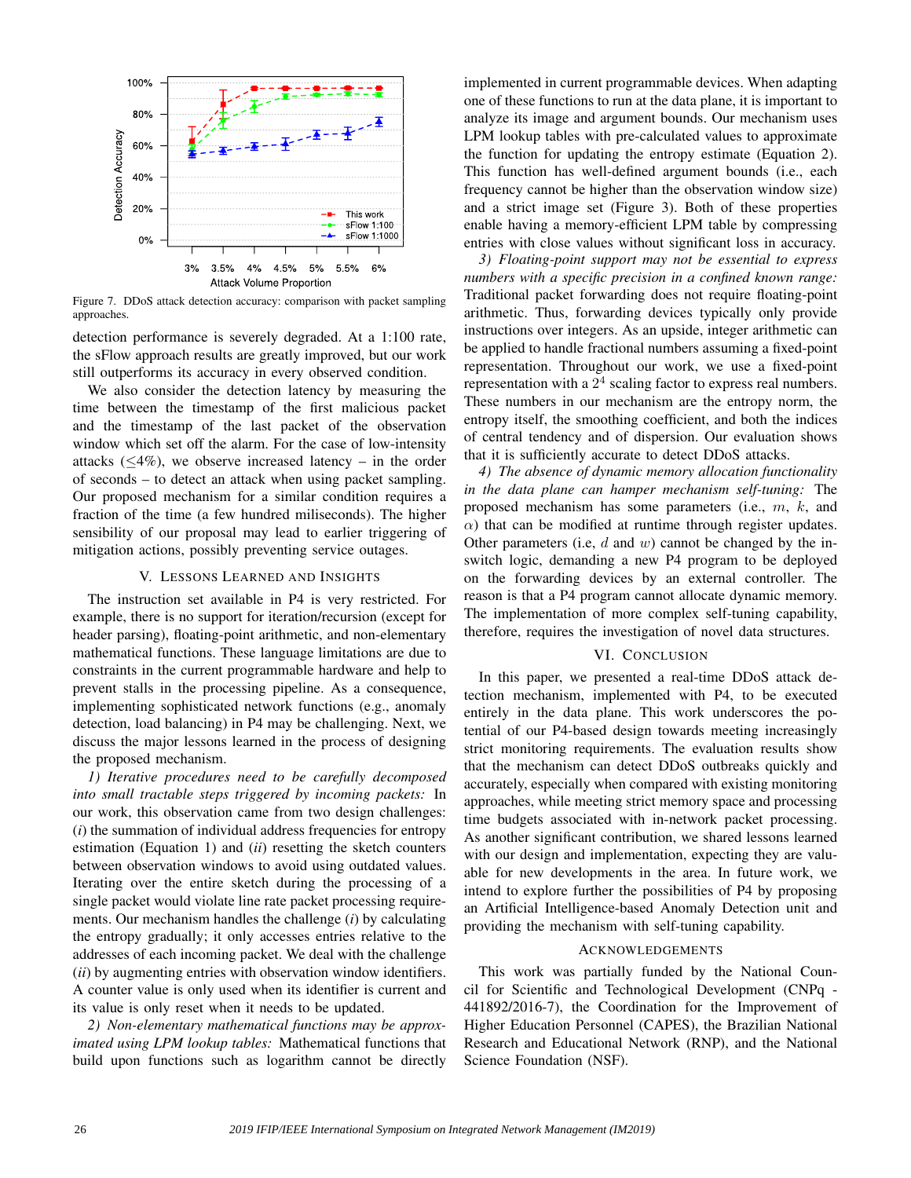Figure 7. DDoS attack detection accuracy: comparison with packet sampling approaches.

detection performance is severely degraded. At a 1:100 rate, the sFlow approach results are greatly improved, but our work still outperforms its accuracy in every observed condition.

We also consider the detection latency by measuring the time between the timestamp of the first malicious packet and the timestamp of the last packet of the observation window which set off the alarm. For the case of low-intensity attacks ($\leq$4%), we observe increased latency – in the order of seconds – to detect an attack when using packet sampling. Our proposed mechanism for a similar condition requires a fraction of the time (a few hundred miliseconds). The higher sensibility of our proposal may lead to earlier triggering of mitigation actions, possibly preventing service outages.

## V. Lessons Learned and Insights

The instruction set available in P4 is very restricted. For example, there is no support for iteration/recursion (except for header parsing), floating-point arithmetic, and non-elementary mathematical functions. These language limitations are due to constraints in the current programmable hardware and help to prevent stalls in the processing pipeline. As a consequence, implementing sophisticated network functions (e.g., anomaly detection, load balancing) in P4 may be challenging. Next, we discuss the major lessons learned in the process of designing the proposed mechanism.

*1) Iterative procedures need to be carefully decomposed into small tractable steps triggered by incoming packets:* In our work, this observation came from two design challenges: (*i*) the summation of individual address frequencies for entropy estimation (Equation 1) and (*ii*) resetting the sketch counters between observation windows to avoid using outdated values. Iterating over the entire sketch during the processing of a single packet would violate line rate packet processing requirements. Our mechanism handles the challenge (*i*) by calculating the entropy gradually; it only accesses entries relative to the addresses of each incoming packet. We deal with the challenge (*ii*) by augmenting entries with observation window identifiers. A counter value is only used when its identifier is current and its value is only reset when it needs to be updated.

*2) Non-elementary mathematical functions may be approximated using LPM lookup tables:* Mathematical functions that build upon functions such as logarithm cannot be directly implemented in current programmable devices. When adapting one of these functions to run at the data plane, it is important to analyze its image and argument bounds. Our mechanism uses LPM lookup tables with pre-calculated values to approximate the function for updating the entropy estimate (Equation 2). This function has well-defined argument bounds (i.e., each frequency cannot be higher than the observation window size) and a strict image set (Figure 3). Both of these properties enable having a memory-efficient LPM table by compressing entries with close values without significant loss in accuracy.

*3) Floating-point support may not be essential to express numbers with a specific precision in a confined known range:* Traditional packet forwarding does not require floating-point arithmetic. Thus, forwarding devices typically only provide instructions over integers. As an upside, integer arithmetic can be applied to handle fractional numbers assuming a fixed-point representation. Throughout our work, we use a fixed-point representation with a $2^4$ scaling factor to express real numbers. These numbers in our mechanism are the entropy norm, the entropy itself, the smoothing coefficient, and both the indices of central tendency and of dispersion. Our evaluation shows that it is sufficiently accurate to detect DDoS attacks.

*4) The absence of dynamic memory allocation functionality in the data plane can hamper mechanism self-tuning:* The proposed mechanism has some parameters (i.e., $m$, $k$, and $\alpha$) that can be modified at runtime through register updates. Other parameters (i.e, $d$ and $w$) cannot be changed by the in-switch logic, demanding a new P4 program to be deployed on the forwarding devices by an external controller. The reason is that a P4 program cannot allocate dynamic memory. The implementation of more complex self-tuning capability, therefore, requires the investigation of novel data structures.

## VI. Conclusion

In this paper, we presented a real-time DDoS attack detection mechanism, implemented with P4, to be executed entirely in the data plane. This work underscores the potential of our P4-based design towards increasingly strict monitoring requirements. The evaluation results show that the mechanism can detect DDoS outbreaks quickly and accurately, especially when compared with existing monitoring approaches, while meeting strict memory space and processing time budgets associated with in-network packet processing. As another significant contribution, we shared lessons learned with our design and implementation, expecting they are valuable for new developments in the area. In future work, we intend to explore further the possibilities of P4 by proposing an Artificial Intelligence-based Anomaly Detection unit and providing the mechanism with self-tuning capability.

## Acknowledgements

This work was partially funded by the National Council for Scientific and Technological Development (CNPq - 441892/2016-7), the Coordination for the Improvement of Higher Education Personnel (CAPES), the Brazilian National Research and Educational Network (RNP), and the National Science Foundation (NSF).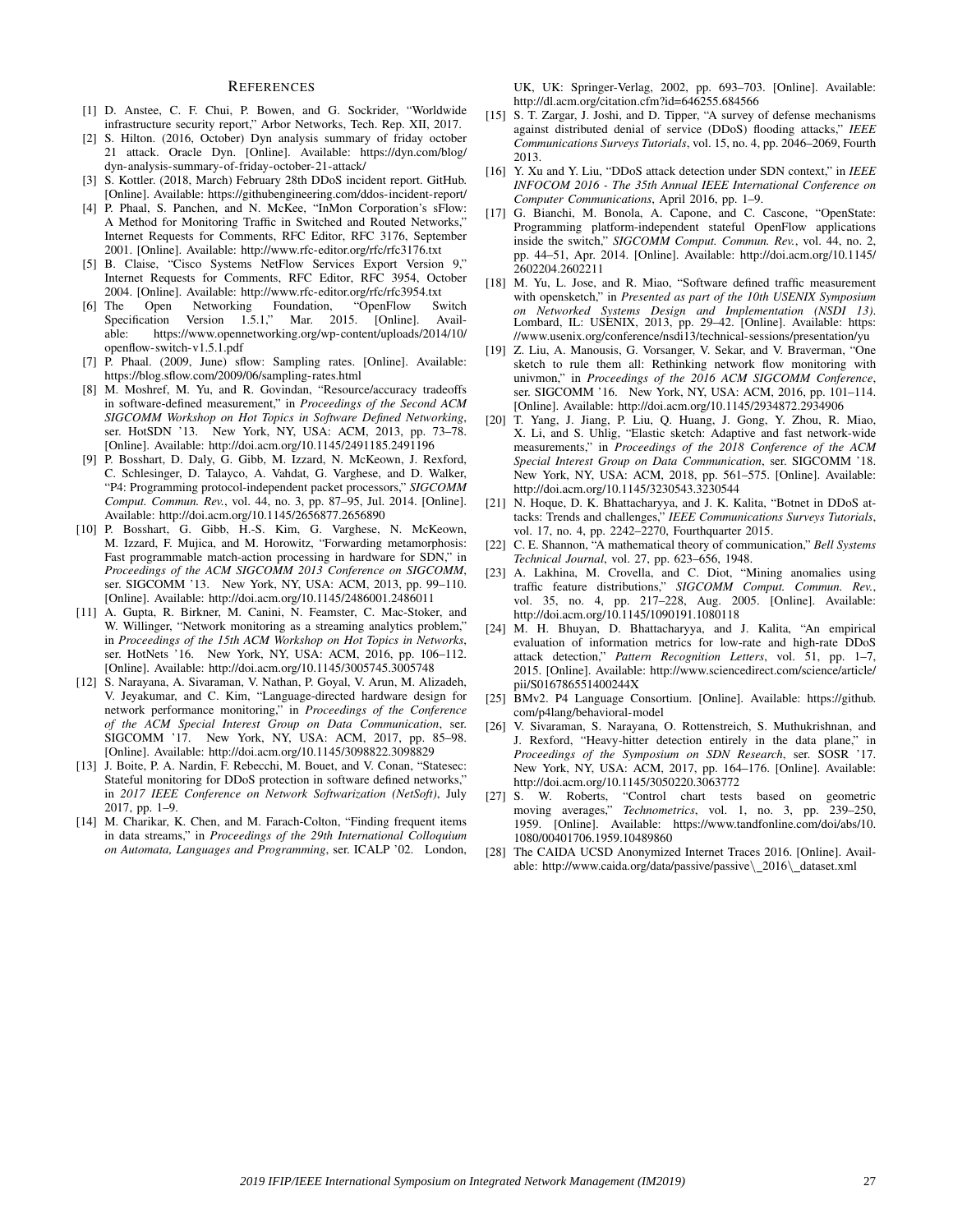## References

[1] D. Anstee, C. F. Chui, P. Bowen, and G. Sockrider, "Worldwide infrastructure security report," Arbor Networks, Tech. Rep. XII, 2017.

[2] S. Hilton. (2016, October) Dyn analysis summary of friday october 21 attack. Oracle Dyn. [Online]. Available: https://dyn.com/blog/dyn-analysis-summary-of-friday-october-21-attack/

[3] S. Kottler. (2018, March) February 28th DDoS incident report. GitHub. [Online]. Available: https://githubengineering.com/ddos-incident-report/

[4] P. Phaal, S. Panchen, and N. McKee, "InMon Corporation's sFlow: A Method for Monitoring Traffic in Switched and Routed Networks," Internet Requests for Comments, RFC Editor, RFC 3176, September 2001. [Online]. Available: http://www.rfc-editor.org/rfc/rfc3176.txt

[5] B. Claise, "Cisco Systems NetFlow Services Export Version 9," Internet Requests for Comments, RFC Editor, RFC 3954, October 2004. [Online]. Available: http://www.rfc-editor.org/rfc/rfc3954.txt

[6] The Open Networking Foundation, "OpenFlow Switch Specification Version 1.5.1," Mar. 2015. [Online]. Available: https://www.opennetworking.org/wp-content/uploads/2014/10/openflow-switch-v1.5.1.pdf

[7] P. Phaal. (2009, June) sflow: Sampling rates. [Online]. Available: https://blog.sflow.com/2009/06/sampling-rates.html

[8] M. Moshref, M. Yu, and R. Govindan, "Resource/accuracy tradeoffs in software-defined measurement," in *Proceedings of the Second ACM SIGCOMM Workshop on Hot Topics in Software Defined Networking*, ser. HotSDN '13. New York, NY, USA: ACM, 2013, pp. 73–78. [Online]. Available: http://doi.acm.org/10.1145/2491185.2491196

[9] P. Bosshart, D. Daly, G. Gibb, M. Izzard, N. McKeown, J. Rexford, C. Schlesinger, D. Talayco, A. Vahdat, G. Varghese, and D. Walker, "P4: Programming protocol-independent packet processors," *SIGCOMM Comput. Commun. Rev.*, vol. 44, no. 3, pp. 87–95, Jul. 2014. [Online]. Available: http://doi.acm.org/10.1145/2656877.2656890

[10] P. Bosshart, G. Gibb, H.-S. Kim, G. Varghese, N. McKeown, M. Izzard, F. Mujica, and M. Horowitz, "Forwarding metamorphosis: Fast programmable match-action processing in hardware for SDN," in *Proceedings of the ACM SIGCOMM 2013 Conference on SIGCOMM*, ser. SIGCOMM '13. New York, NY, USA: ACM, 2013, pp. 99–110. [Online]. Available: http://doi.acm.org/10.1145/2486001.2486011

[11] A. Gupta, R. Birkner, M. Canini, N. Feamster, C. Mac-Stoker, and W. Willinger, "Network monitoring as a streaming analytics problem," in *Proceedings of the 15th ACM Workshop on Hot Topics in Networks*, ser. HotNets '16. New York, NY, USA: ACM, 2016, pp. 106–112. [Online]. Available: http://doi.acm.org/10.1145/3005745.3005748

[12] S. Narayana, A. Sivaraman, V. Nathan, P. Goyal, V. Arun, M. Alizadeh, V. Jeyakumar, and C. Kim, "Language-directed hardware design for network performance monitoring," in *Proceedings of the Conference of the ACM Special Interest Group on Data Communication*, ser. SIGCOMM '17. New York, NY, USA: ACM, 2017, pp. 85–98. [Online]. Available: http://doi.acm.org/10.1145/3098822.3098829

[13] J. Boite, P. A. Nardin, F. Rebecchi, M. Bouet, and V. Conan, "Statesec: Stateful monitoring for DDoS protection in software defined networks," in *2017 IEEE Conference on Network Softwarization (NetSoft)*, July 2017, pp. 1–9.

[14] M. Charikar, K. Chen, and M. Farach-Colton, "Finding frequent items in data streams," in *Proceedings of the 29th International Colloquium on Automata, Languages and Programming*, ser. ICALP '02. London, UK, UK: Springer-Verlag, 2002, pp. 693–703. [Online]. Available: http://dl.acm.org/citation.cfm?id=646255.684566

[15] S. T. Zargar, J. Joshi, and D. Tipper, "A survey of defense mechanisms against distributed denial of service (DDoS) flooding attacks," *IEEE Communications Surveys Tutorials*, vol. 15, no. 4, pp. 2046–2069, Fourth 2013.

[16] Y. Xu and Y. Liu, "DDoS attack detection under SDN context," in *IEEE INFOCOM 2016 - The 35th Annual IEEE International Conference on Computer Communications*, April 2016, pp. 1–9.

[17] G. Bianchi, M. Bonola, A. Capone, and C. Cascone, "OpenState: Programming platform-independent stateful OpenFlow applications inside the switch," *SIGCOMM Comput. Commun. Rev.*, vol. 44, no. 2, pp. 44–51, Apr. 2014. [Online]. Available: http://doi.acm.org/10.1145/2602204.2602211

[18] M. Yu, L. Jose, and R. Miao, "Software defined traffic measurement with opensketch," in *Presented as part of the 10th USENIX Symposium on Networked Systems Design and Implementation (NSDI 13)*. Lombard, IL: USENIX, 2013, pp. 29–42. [Online]. Available: https://www.usenix.org/conference/nsdi13/technical-sessions/presentation/yu

[19] Z. Liu, A. Manousis, G. Vorsanger, V. Sekar, and V. Braverman, "One sketch to rule them all: Rethinking network flow monitoring with univmon," in *Proceedings of the 2016 ACM SIGCOMM Conference*, ser. SIGCOMM '16. New York, NY, USA: ACM, 2016, pp. 101–114. [Online]. Available: http://doi.acm.org/10.1145/2934872.2934906

[20] T. Yang, J. Jiang, P. Liu, Q. Huang, J. Gong, Y. Zhou, R. Miao, X. Li, and S. Uhlig, "Elastic sketch: Adaptive and fast network-wide measurements," in *Proceedings of the 2018 Conference of the ACM Special Interest Group on Data Communication*, ser. SIGCOMM '18. New York, NY, USA: ACM, 2018, pp. 561–575. [Online]. Available: http://doi.acm.org/10.1145/3230543.3230544

[21] N. Hoque, D. K. Bhattacharyya, and J. K. Kalita, "Botnet in DDoS attacks: Trends and challenges," *IEEE Communications Surveys Tutorials*, vol. 17, no. 4, pp. 2242–2270, Fourthquarter 2015.

[22] C. E. Shannon, "A mathematical theory of communication," *Bell Systems Technical Journal*, vol. 27, pp. 623–656, 1948.

[23] A. Lakhina, M. Crovella, and C. Diot, "Mining anomalies using traffic feature distributions," *SIGCOMM Comput. Commun. Rev.*, vol. 35, no. 4, pp. 217–228, Aug. 2005. [Online]. Available: http://doi.acm.org/10.1145/1090191.1080118

[24] M. H. Bhuyan, D. Bhattacharyya, and J. Kalita, "An empirical evaluation of information metrics for low-rate and high-rate DDoS attack detection," *Pattern Recognition Letters*, vol. 51, pp. 1–7, 2015. [Online]. Available: http://www.sciencedirect.com/science/article/pii/S016786551400244X

[25] BMv2. P4 Language Consortium. [Online]. Available: https://github.com/p4lang/behavioral-model

[26] V. Sivaraman, S. Narayana, O. Rottenstreich, S. Muthukrishnan, and J. Rexford, "Heavy-hitter detection entirely in the data plane," in *Proceedings of the Symposium on SDN Research*, ser. SOSR '17. New York, NY, USA: ACM, 2017, pp. 164–176. [Online]. Available: http://doi.acm.org/10.1145/3050220.3063772

[27] S. W. Roberts, "Control chart tests based on geometric moving averages," *Technometrics*, vol. 1, no. 3, pp. 239–250, 1959. [Online]. Available: https://www.tandfonline.com/doi/abs/10.1080/00401706.1959.10489860

[28] The CAIDA UCSD Anonymized Internet Traces 2016. [Online]. Available: http://www.caida.org/data/passive/passive\_2016\_dataset.xml